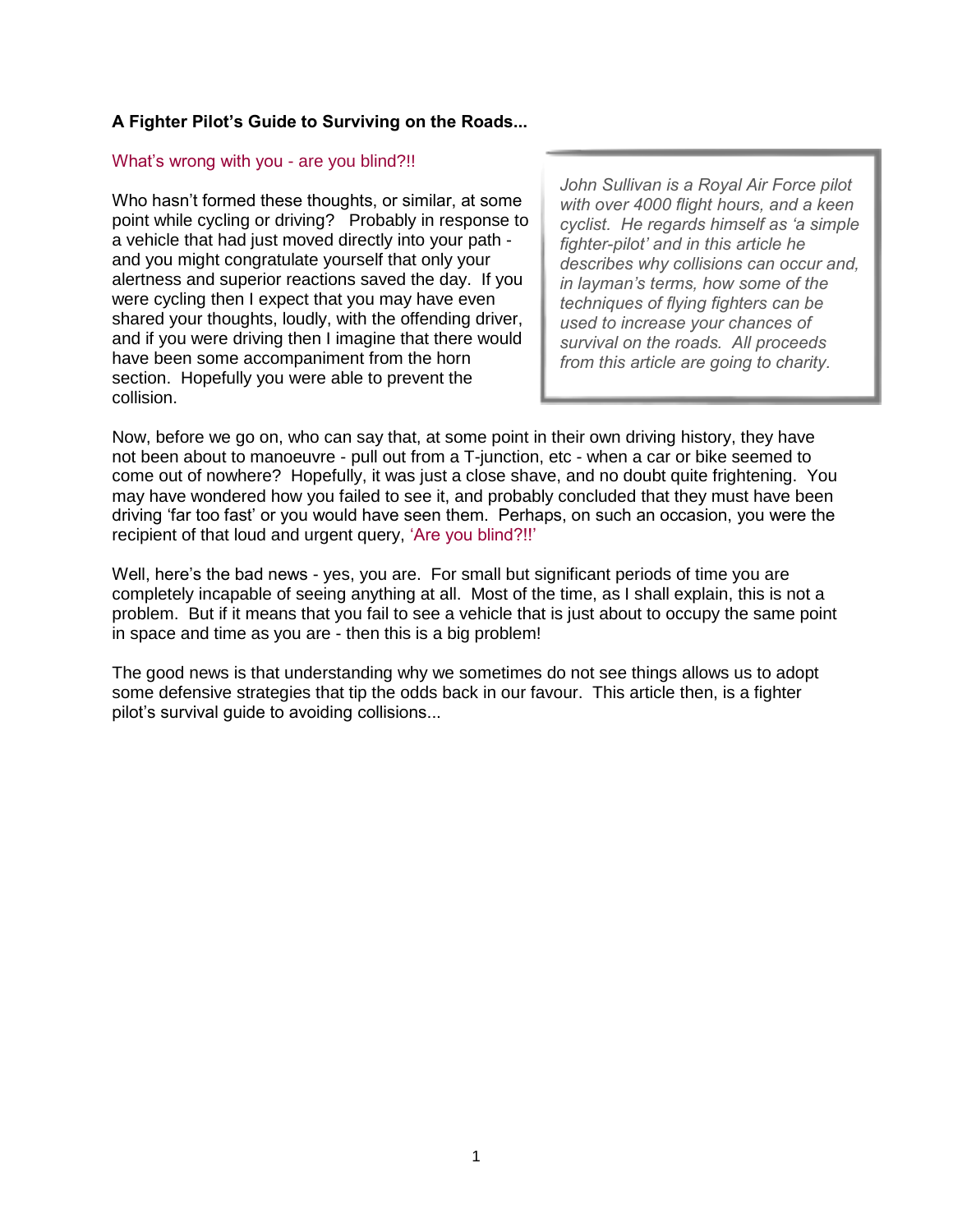# A Fighter Pilot's Guide to Surviving on the Roads...

## What's wrong with you - are you blind?!!

*John Sullivan is a Royal Air Force pilot with over 4000 flight hours, and a keen cyclist. He regards himself as 'a simple fighter-pilot' and in this article he describes why collisions can occur and, in layman's terms, how some of the techniques of flying fighters can be used to increase your chances of survival on the roads. All proceeds from this article are going to charity.*

Who hasn't formed these thoughts, or similar, at some point while cycling or driving? Probably in response to a vehicle that had just moved directly into your path - and you might congratulate yourself that only your alertness and superior reactions saved the day. If you were cycling then I expect that you may have even shared your thoughts, loudly, with the offending driver, and if you were driving then I imagine that there would have been some accompaniment from the horn section. Hopefully you were able to prevent the collision.

Now, before we go on, who can say that, at some point in their own driving history, they have not been about to manoeuvre - pull out from a T-junction, etc - when a car or bike seemed to come out of nowhere? Hopefully, it was just a close shave, and no doubt quite frightening. You may have wondered how you failed to see it, and probably concluded that they must have been driving 'far too fast' or you would have seen them. Perhaps, on such an occasion, you were the recipient of that loud and urgent query, 'Are you blind?!!'

Well, here's the bad news - yes, you are. For small but significant periods of time you are completely incapable of seeing anything at all. Most of the time, as I shall explain, this is not a problem. But if it means that you fail to see a vehicle that is just about to occupy the same point in space and time as you are - then this is a big problem!

The good news is that understanding why we sometimes do not see things allows us to adopt some defensive strategies that tip the odds back in our favour. This article then, is a fighter pilot's survival guide to avoiding collisions...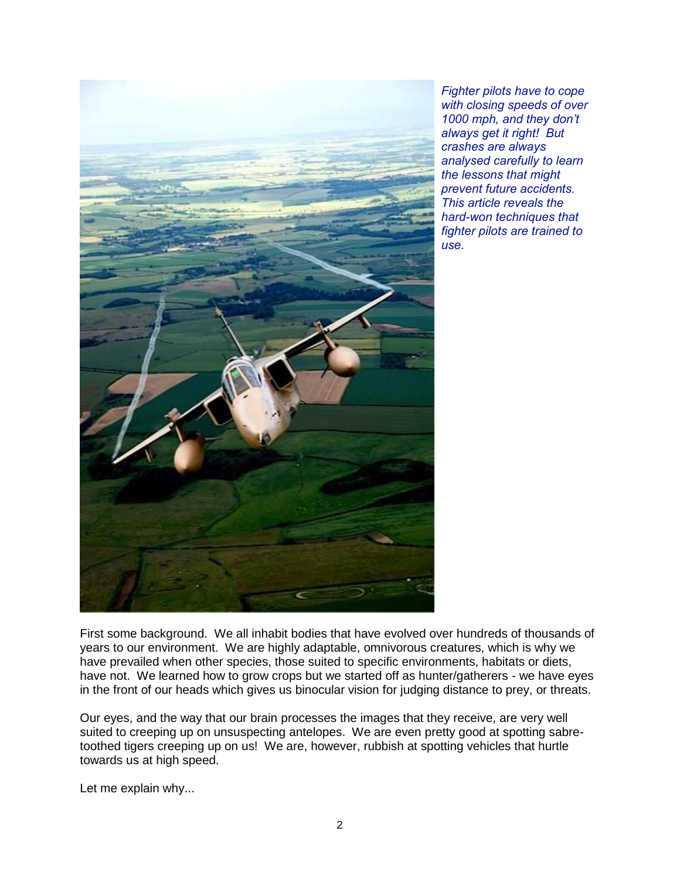*Fighter pilots have to cope with closing speeds of over 1000 mph, and they don't always get it right! But crashes are always analysed carefully to learn the lessons that might prevent future accidents. This article reveals the hard-won techniques that fighter pilots are trained to use.*

First some background. We all inhabit bodies that have evolved over hundreds of thousands of years to our environment. We are highly adaptable, omnivorous creatures, which is why we have prevailed when other species, those suited to specific environments, habitats or diets, have not. We learned how to grow crops but we started off as hunter/gatherers - we have eyes in the front of our heads which gives us binocular vision for judging distance to prey, or threats.

Our eyes, and the way that our brain processes the images that they receive, are very well suited to creeping up on unsuspecting antelopes. We are even pretty good at spotting sabre-toothed tigers creeping up on us! We are, however, rubbish at spotting vehicles that hurtle towards us at high speed.

Let me explain why...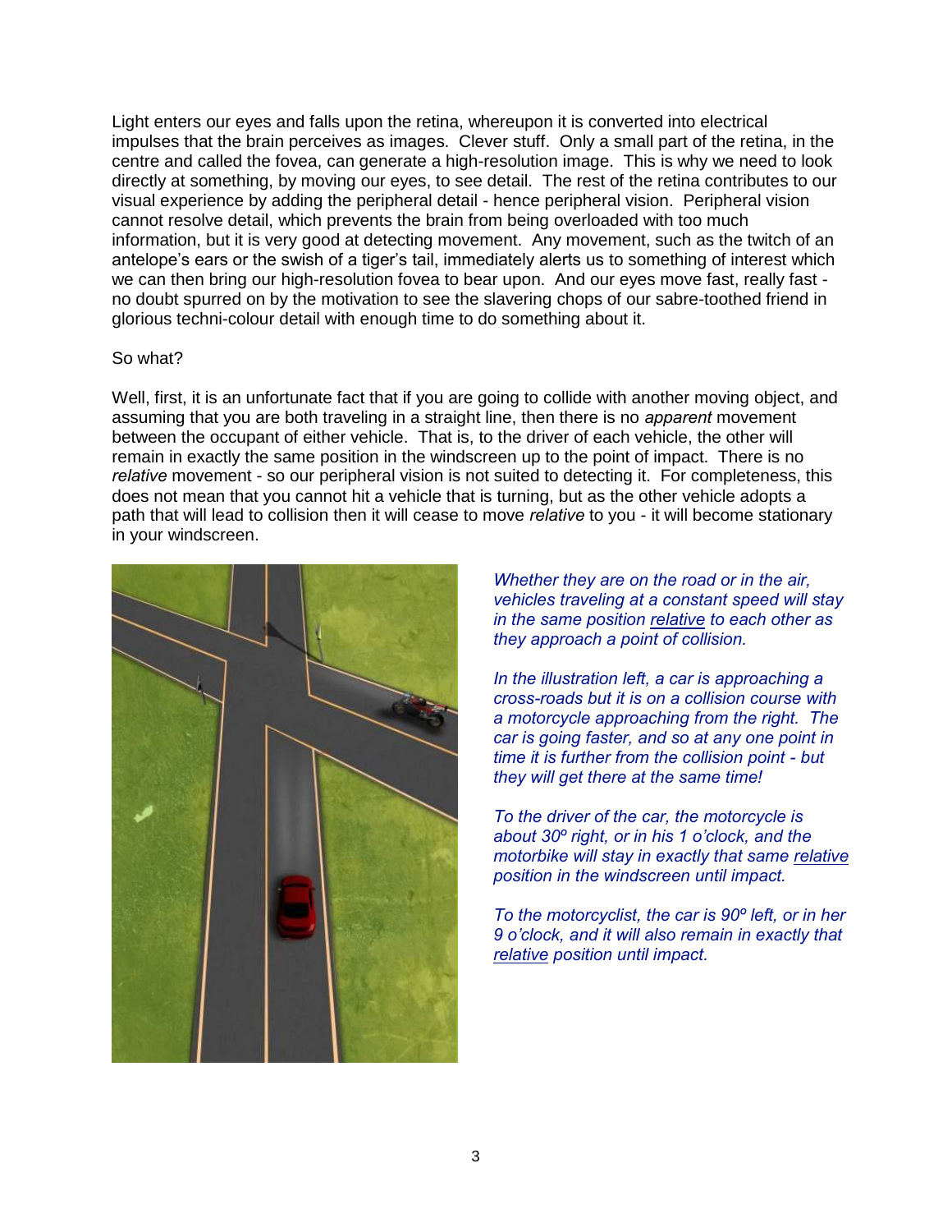Light enters our eyes and falls upon the retina, whereupon it is converted into electrical impulses that the brain perceives as images. Clever stuff. Only a small part of the retina, in the centre and called the fovea, can generate a high-resolution image. This is why we need to look directly at something, by moving our eyes, to see detail. The rest of the retina contributes to our visual experience by adding the peripheral detail - hence peripheral vision. Peripheral vision cannot resolve detail, which prevents the brain from being overloaded with too much information, but it is very good at detecting movement. Any movement, such as the twitch of an antelope's ears or the swish of a tiger's tail, immediately alerts us to something of interest which we can then bring our high-resolution fovea to bear upon. And our eyes move fast, really fast - no doubt spurred on by the motivation to see the slavering chops of our sabre-toothed friend in glorious techni-colour detail with enough time to do something about it.

So what?

Well, first, it is an unfortunate fact that if you are going to collide with another moving object, and assuming that you are both traveling in a straight line, then there is no *apparent* movement between the occupant of either vehicle. That is, to the driver of each vehicle, the other will remain in exactly the same position in the windscreen up to the point of impact. There is no *relative* movement - so our peripheral vision is not suited to detecting it. For completeness, this does not mean that you cannot hit a vehicle that is turning, but as the other vehicle adopts a path that will lead to collision then it will cease to move *relative* to you - it will become stationary in your windscreen.

*Whether they are on the road or in the air, vehicles traveling at a constant speed will stay in the same position relative to each other as they approach a point of collision.*

*In the illustration left, a car is approaching a cross-roads but it is on a collision course with a motorcycle approaching from the right. The car is going faster, and so at any one point in time it is further from the collision point - but they will get there at the same time!*

*To the driver of the car, the motorcycle is about 30º right, or in his 1 o'clock, and the motorbike will stay in exactly that same relative position in the windscreen until impact.*

*To the motorcyclist, the car is 90º left, or in her 9 o'clock, and it will also remain in exactly that relative position until impact.*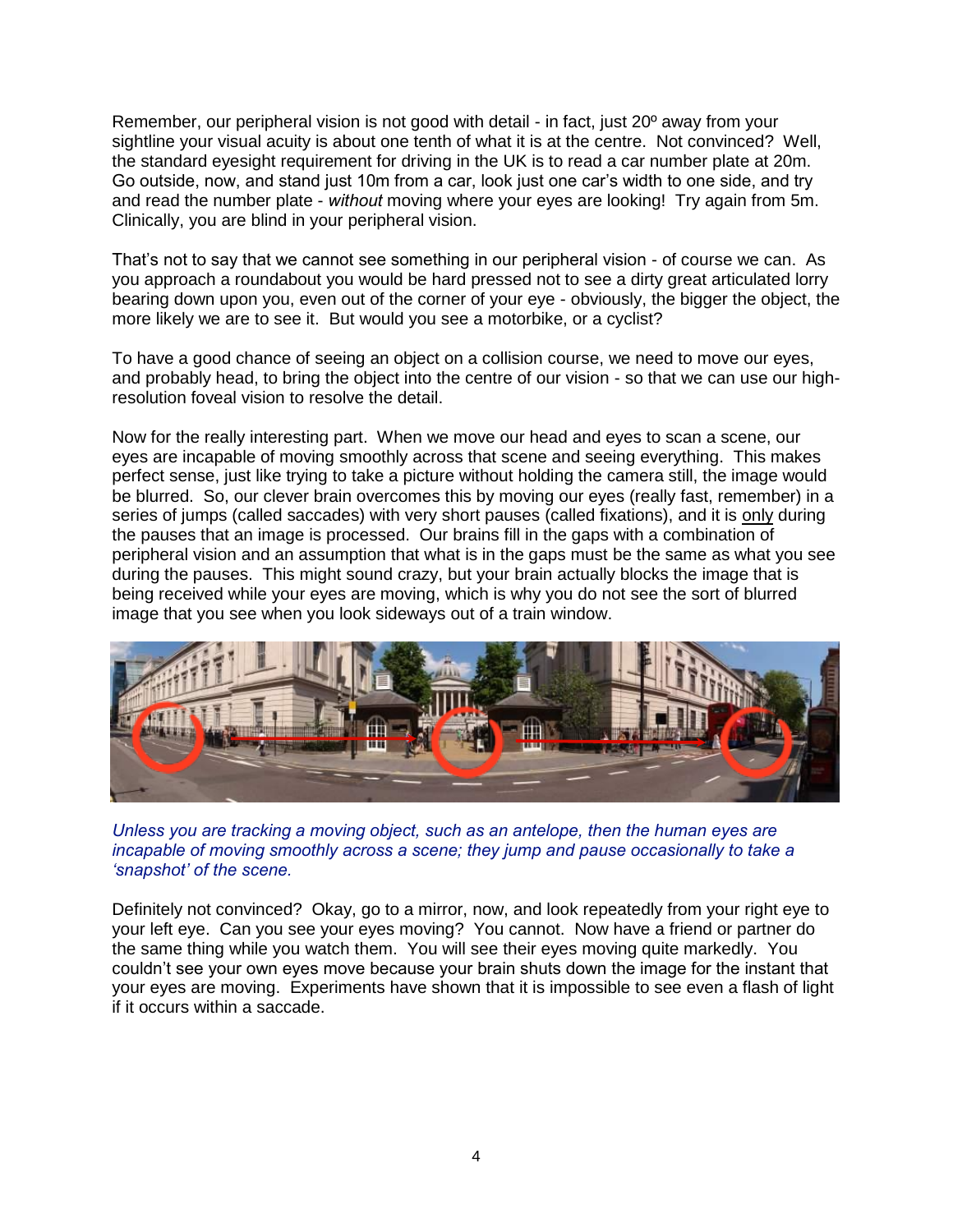Remember, our peripheral vision is not good with detail - in fact, just 20º away from your sightline your visual acuity is about one tenth of what it is at the centre. Not convinced? Well, the standard eyesight requirement for driving in the UK is to read a car number plate at 20m. Go outside, now, and stand just 10m from a car, look just one car's width to one side, and try and read the number plate - *without* moving where your eyes are looking! Try again from 5m. Clinically, you are blind in your peripheral vision.

That's not to say that we cannot see something in our peripheral vision - of course we can. As you approach a roundabout you would be hard pressed not to see a dirty great articulated lorry bearing down upon you, even out of the corner of your eye - obviously, the bigger the object, the more likely we are to see it. But would you see a motorbike, or a cyclist?

To have a good chance of seeing an object on a collision course, we need to move our eyes, and probably head, to bring the object into the centre of our vision - so that we can use our high-resolution foveal vision to resolve the detail.

Now for the really interesting part. When we move our head and eyes to scan a scene, our eyes are incapable of moving smoothly across that scene and seeing everything. This makes perfect sense, just like trying to take a picture without holding the camera still, the image would be blurred. So, our clever brain overcomes this by moving our eyes (really fast, remember) in a series of jumps (called saccades) with very short pauses (called fixations), and it is <u>only</u> during the pauses that an image is processed. Our brains fill in the gaps with a combination of peripheral vision and an assumption that what is in the gaps must be the same as what you see during the pauses. This might sound crazy, but your brain actually blocks the image that is being received while your eyes are moving, which is why you do not see the sort of blurred image that you see when you look sideways out of a train window.

*Unless you are tracking a moving object, such as an antelope, then the human eyes are incapable of moving smoothly across a scene; they jump and pause occasionally to take a 'snapshot' of the scene.*

Definitely not convinced? Okay, go to a mirror, now, and look repeatedly from your right eye to your left eye. Can you see your eyes moving? You cannot. Now have a friend or partner do the same thing while you watch them. You will see their eyes moving quite markedly. You couldn't see your own eyes move because your brain shuts down the image for the instant that your eyes are moving. Experiments have shown that it is impossible to see even a flash of light if it occurs within a saccade.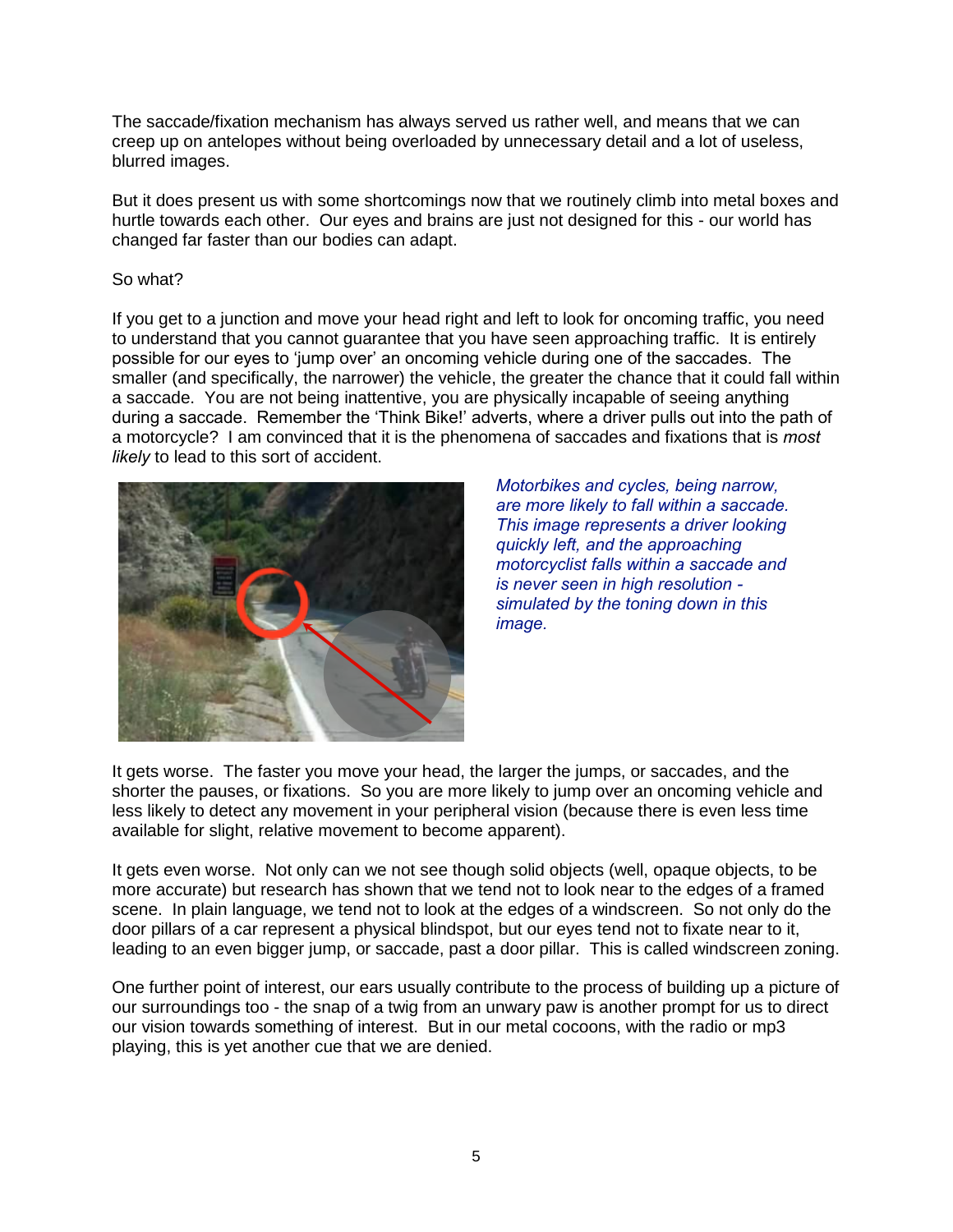The saccade/fixation mechanism has always served us rather well, and means that we can creep up on antelopes without being overloaded by unnecessary detail and a lot of useless, blurred images.

But it does present us with some shortcomings now that we routinely climb into metal boxes and hurtle towards each other. Our eyes and brains are just not designed for this - our world has changed far faster than our bodies can adapt.

So what?

If you get to a junction and move your head right and left to look for oncoming traffic, you need to understand that you cannot guarantee that you have seen approaching traffic. It is entirely possible for our eyes to 'jump over' an oncoming vehicle during one of the saccades. The smaller (and specifically, the narrower) the vehicle, the greater the chance that it could fall within a saccade. You are not being inattentive, you are physically incapable of seeing anything during a saccade. Remember the 'Think Bike!' adverts, where a driver pulls out into the path of a motorcycle? I am convinced that it is the phenomena of saccades and fixations that is *most likely* to lead to this sort of accident.

*Motorbikes and cycles, being narrow, are more likely to fall within a saccade. This image represents a driver looking quickly left, and the approaching motorcyclist falls within a saccade and is never seen in high resolution - simulated by the toning down in this image.*

It gets worse. The faster you move your head, the larger the jumps, or saccades, and the shorter the pauses, or fixations. So you are more likely to jump over an oncoming vehicle and less likely to detect any movement in your peripheral vision (because there is even less time available for slight, relative movement to become apparent).

It gets even worse. Not only can we not see though solid objects (well, opaque objects, to be more accurate) but research has shown that we tend not to look near to the edges of a framed scene. In plain language, we tend not to look at the edges of a windscreen. So not only do the door pillars of a car represent a physical blindspot, but our eyes tend not to fixate near to it, leading to an even bigger jump, or saccade, past a door pillar. This is called windscreen zoning.

One further point of interest, our ears usually contribute to the process of building up a picture of our surroundings too - the snap of a twig from an unwary paw is another prompt for us to direct our vision towards something of interest. But in our metal cocoons, with the radio or mp3 playing, this is yet another cue that we are denied.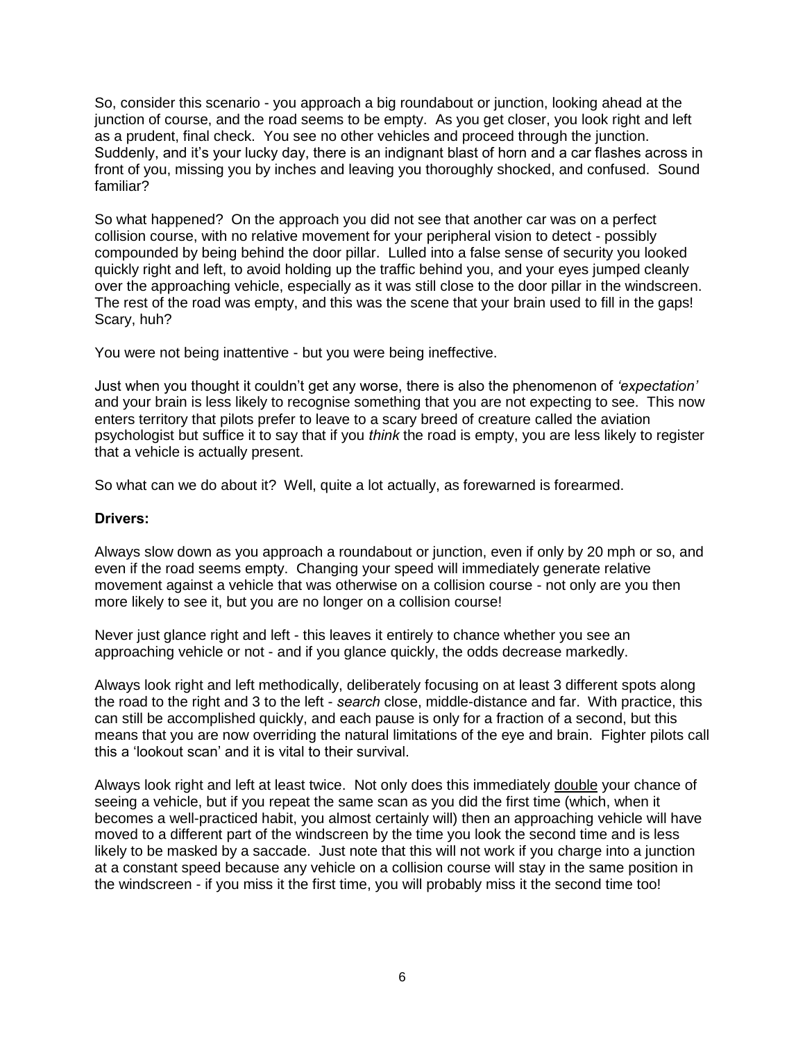So, consider this scenario - you approach a big roundabout or junction, looking ahead at the junction of course, and the road seems to be empty. As you get closer, you look right and left as a prudent, final check. You see no other vehicles and proceed through the junction. Suddenly, and it's your lucky day, there is an indignant blast of horn and a car flashes across in front of you, missing you by inches and leaving you thoroughly shocked, and confused. Sound familiar?

So what happened? On the approach you did not see that another car was on a perfect collision course, with no relative movement for your peripheral vision to detect - possibly compounded by being behind the door pillar. Lulled into a false sense of security you looked quickly right and left, to avoid holding up the traffic behind you, and your eyes jumped cleanly over the approaching vehicle, especially as it was still close to the door pillar in the windscreen. The rest of the road was empty, and this was the scene that your brain used to fill in the gaps! Scary, huh?

You were not being inattentive - but you were being ineffective.

Just when you thought it couldn't get any worse, there is also the phenomenon of *'expectation'* and your brain is less likely to recognise something that you are not expecting to see. This now enters territory that pilots prefer to leave to a scary breed of creature called the aviation psychologist but suffice it to say that if you *think* the road is empty, you are less likely to register that a vehicle is actually present.

So what can we do about it? Well, quite a lot actually, as forewarned is forearmed.

**Drivers:**

Always slow down as you approach a roundabout or junction, even if only by 20 mph or so, and even if the road seems empty. Changing your speed will immediately generate relative movement against a vehicle that was otherwise on a collision course - not only are you then more likely to see it, but you are no longer on a collision course!

Never just glance right and left - this leaves it entirely to chance whether you see an approaching vehicle or not - and if you glance quickly, the odds decrease markedly.

Always look right and left methodically, deliberately focusing on at least 3 different spots along the road to the right and 3 to the left - *search* close, middle-distance and far. With practice, this can still be accomplished quickly, and each pause is only for a fraction of a second, but this means that you are now overriding the natural limitations of the eye and brain. Fighter pilots call this a 'lookout scan' and it is vital to their survival.

Always look right and left at least twice. Not only does this immediately <u>double</u> your chance of seeing a vehicle, but if you repeat the same scan as you did the first time (which, when it becomes a well-practiced habit, you almost certainly will) then an approaching vehicle will have moved to a different part of the windscreen by the time you look the second time and is less likely to be masked by a saccade. Just note that this will not work if you charge into a junction at a constant speed because any vehicle on a collision course will stay in the same position in the windscreen - if you miss it the first time, you will probably miss it the second time too!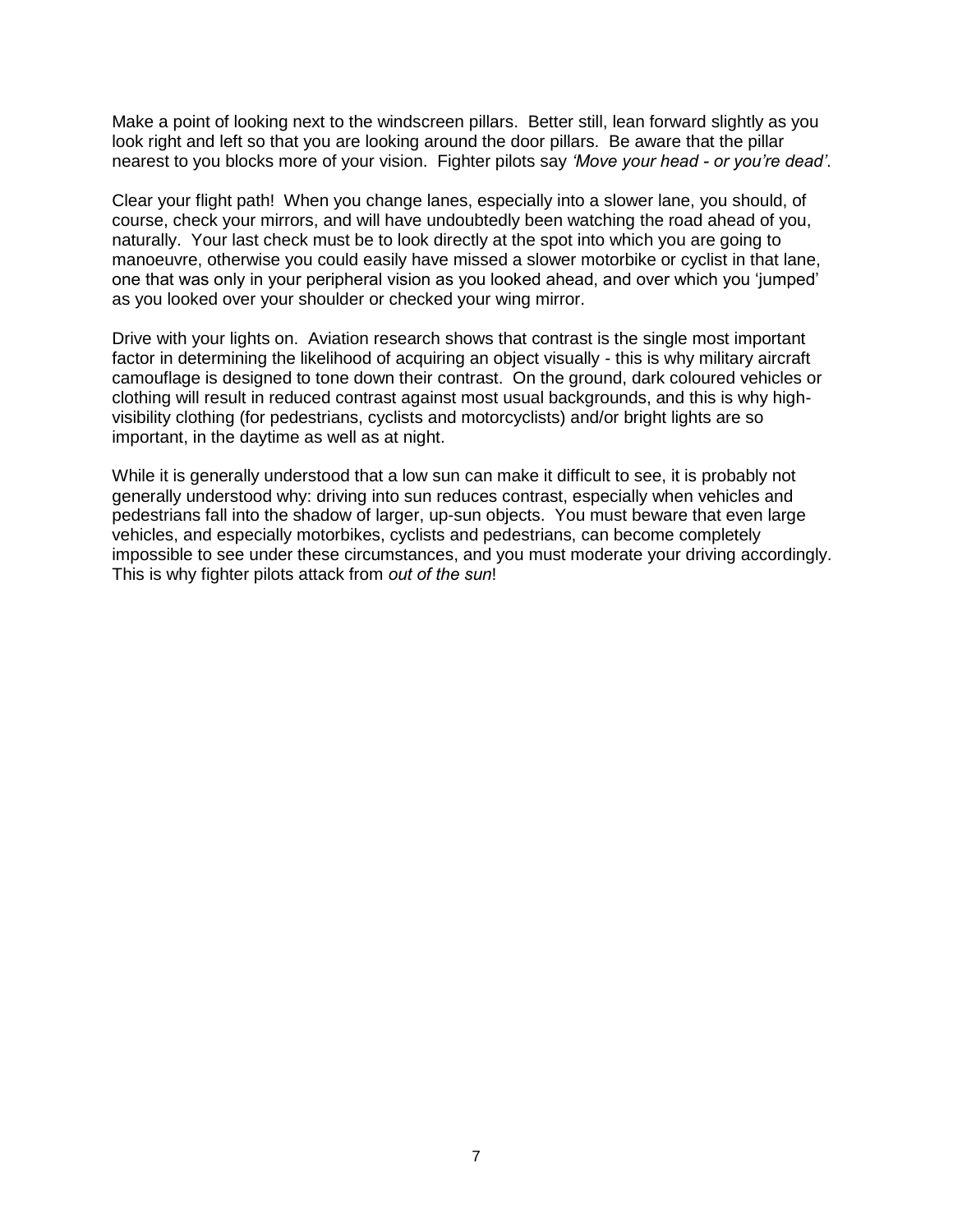Make a point of looking next to the windscreen pillars. Better still, lean forward slightly as you look right and left so that you are looking around the door pillars. Be aware that the pillar nearest to you blocks more of your vision. Fighter pilots say *'Move your head - or you're dead'*.

Clear your flight path! When you change lanes, especially into a slower lane, you should, of course, check your mirrors, and will have undoubtedly been watching the road ahead of you, naturally. Your last check must be to look directly at the spot into which you are going to manoeuvre, otherwise you could easily have missed a slower motorbike or cyclist in that lane, one that was only in your peripheral vision as you looked ahead, and over which you 'jumped' as you looked over your shoulder or checked your wing mirror.

Drive with your lights on. Aviation research shows that contrast is the single most important factor in determining the likelihood of acquiring an object visually - this is why military aircraft camouflage is designed to tone down their contrast. On the ground, dark coloured vehicles or clothing will result in reduced contrast against most usual backgrounds, and this is why high-visibility clothing (for pedestrians, cyclists and motorcyclists) and/or bright lights are so important, in the daytime as well as at night.

While it is generally understood that a low sun can make it difficult to see, it is probably not generally understood why: driving into sun reduces contrast, especially when vehicles and pedestrians fall into the shadow of larger, up-sun objects. You must beware that even large vehicles, and especially motorbikes, cyclists and pedestrians, can become completely impossible to see under these circumstances, and you must moderate your driving accordingly. This is why fighter pilots attack from *out of the sun*!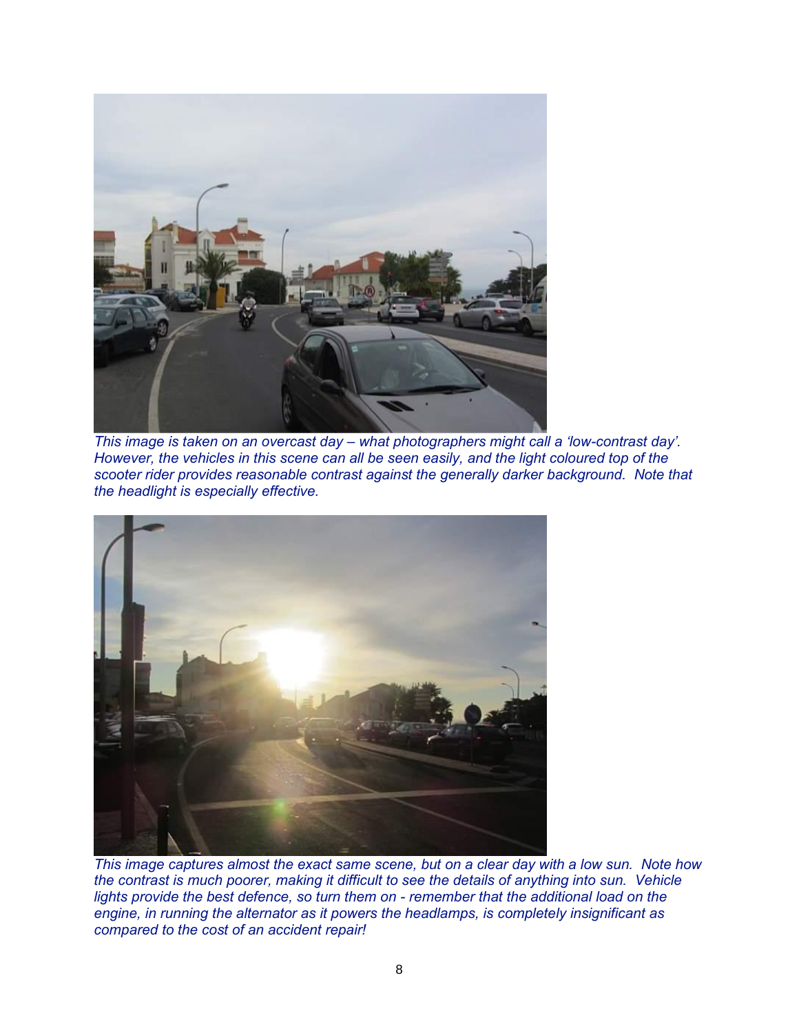*This image is taken on an overcast day – what photographers might call a ‘low-contrast day’. However, the vehicles in this scene can all be seen easily, and the light coloured top of the scooter rider provides reasonable contrast against the generally darker background. Note that the headlight is especially effective.*

*This image captures almost the exact same scene, but on a clear day with a low sun. Note how the contrast is much poorer, making it difficult to see the details of anything into sun. Vehicle lights provide the best defence, so turn them on - remember that the additional load on the engine, in running the alternator as it powers the headlamps, is completely insignificant as compared to the cost of an accident repair!*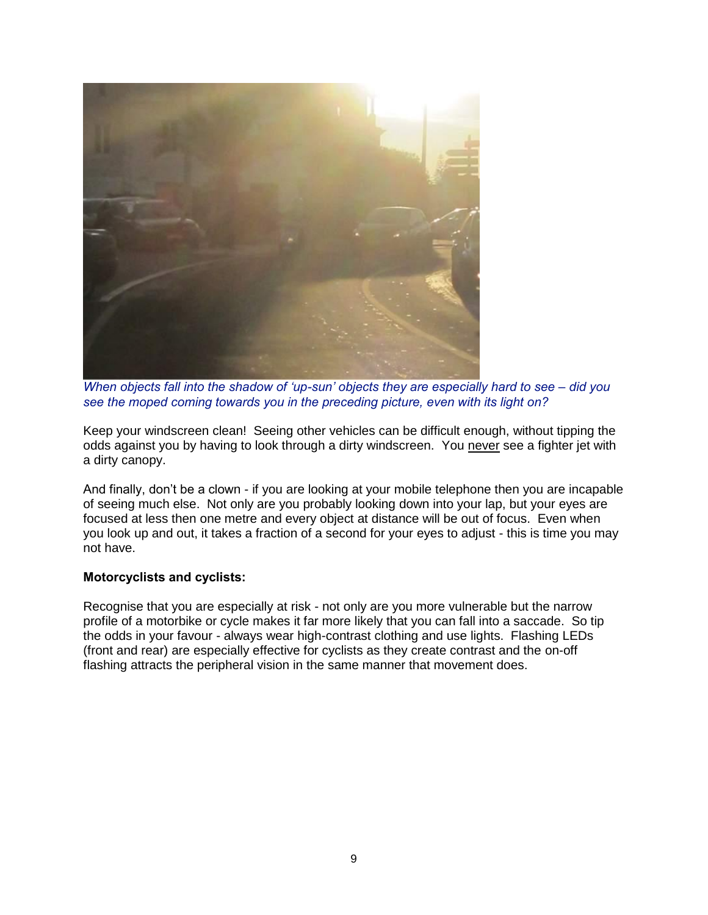*When objects fall into the shadow of 'up-sun' objects they are especially hard to see – did you see the moped coming towards you in the preceding picture, even with its light on?*

Keep your windscreen clean! Seeing other vehicles can be difficult enough, without tipping the odds against you by having to look through a dirty windscreen. You never see a fighter jet with a dirty canopy.

And finally, don't be a clown - if you are looking at your mobile telephone then you are incapable of seeing much else. Not only are you probably looking down into your lap, but your eyes are focused at less then one metre and every object at distance will be out of focus. Even when you look up and out, it takes a fraction of a second for your eyes to adjust - this is time you may not have.

**Motorcyclists and cyclists:**

Recognise that you are especially at risk - not only are you more vulnerable but the narrow profile of a motorbike or cycle makes it far more likely that you can fall into a saccade. So tip the odds in your favour - always wear high-contrast clothing and use lights. Flashing LEDs (front and rear) are especially effective for cyclists as they create contrast and the on-off flashing attracts the peripheral vision in the same manner that movement does.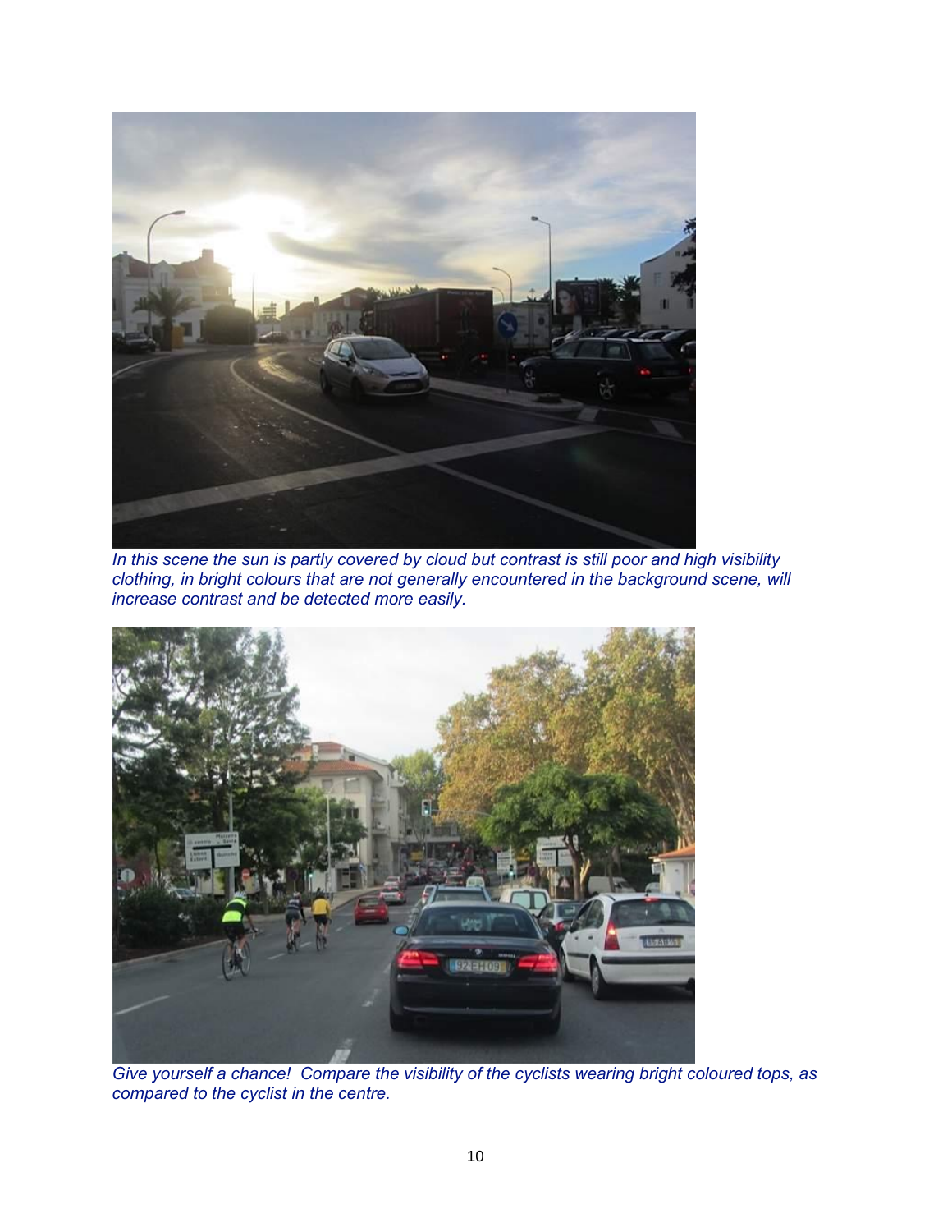*In this scene the sun is partly covered by cloud but contrast is still poor and high visibility clothing, in bright colours that are not generally encountered in the background scene, will increase contrast and be detected more easily.*

*Give yourself a chance! Compare the visibility of the cyclists wearing bright coloured tops, as compared to the cyclist in the centre.*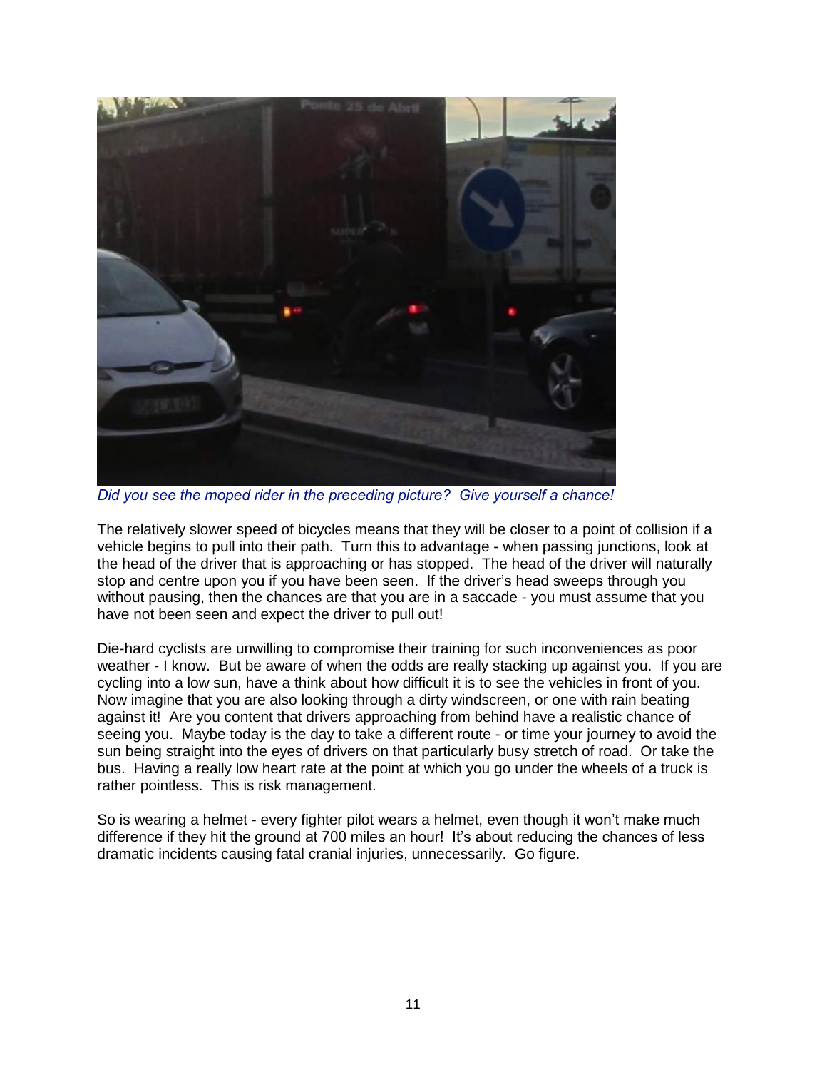*Did you see the moped rider in the preceding picture? Give yourself a chance!*

The relatively slower speed of bicycles means that they will be closer to a point of collision if a vehicle begins to pull into their path. Turn this to advantage - when passing junctions, look at the head of the driver that is approaching or has stopped. The head of the driver will naturally stop and centre upon you if you have been seen. If the driver's head sweeps through you without pausing, then the chances are that you are in a saccade - you must assume that you have not been seen and expect the driver to pull out!

Die-hard cyclists are unwilling to compromise their training for such inconveniences as poor weather - I know. But be aware of when the odds are really stacking up against you. If you are cycling into a low sun, have a think about how difficult it is to see the vehicles in front of you. Now imagine that you are also looking through a dirty windscreen, or one with rain beating against it! Are you content that drivers approaching from behind have a realistic chance of seeing you. Maybe today is the day to take a different route - or time your journey to avoid the sun being straight into the eyes of drivers on that particularly busy stretch of road. Or take the bus. Having a really low heart rate at the point at which you go under the wheels of a truck is rather pointless. This is risk management.

So is wearing a helmet - every fighter pilot wears a helmet, even though it won't make much difference if they hit the ground at 700 miles an hour! It's about reducing the chances of less dramatic incidents causing fatal cranial injuries, unnecessarily. Go figure.